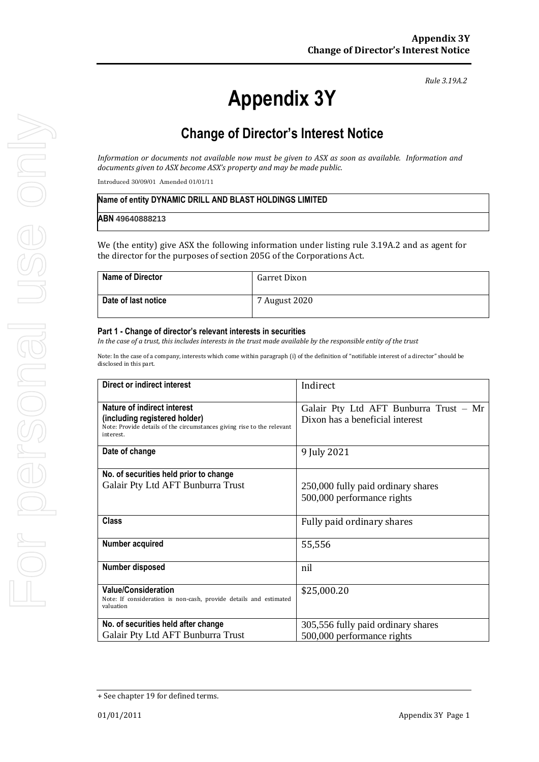*Rule 3.19A.2*

# Appendix 3Y

## Change of Director's Interest Notice

*Information or documents not available now must be given to ASX as soon as available. Information and documents given to ASX become ASX's property and may be made public.*

Introduced 30/09/01 Amended 01/01/11

| Name of entity DYNAMIC DRILL AND BLAST HOLDINGS LIMITED |
|---|
| ABN 49640888213 |

We (the entity) give ASX the following information under listing rule 3.19A.2 and as agent for the director for the purposes of section 205G of the Corporations Act.

| Name of Director | Garret Dixon |
|---|---|
| Date of last notice | 7 August 2020 |

#### Part 1 - Change of director's relevant interests in securities

*In the case of a trust, this includes interests in the trust made available by the responsible entity of the trust*

Note: In the case of a company, interests which come within paragraph (i) of the definition of "notifiable interest of a director" should be disclosed in this part.

| Direct or indirect interest | Indirect |
|---|---|
| **Nature of indirect interest (including registered holder)**<br>Note: Provide details of the circumstances giving rise to the relevant interest. | Galair Pty Ltd AFT Bunburra Trust – Mr Dixon has a beneficial interest |
| **Date of change** | 9 July 2021 |
| **No. of securities held prior to change**<br>Galair Pty Ltd AFT Bunburra Trust | 250,000 fully paid ordinary shares<br>500,000 performance rights |
| **Class** | Fully paid ordinary shares |
| **Number acquired** | 55,556 |
| **Number disposed** | nil |
| **Value/Consideration**<br>Note: If consideration is non-cash, provide details and estimated valuation | $25,000.20 |
| **No. of securities held after change**<br>Galair Pty Ltd AFT Bunburra Trust | 305,556 fully paid ordinary shares<br>500,000 performance rights |

+ See chapter 19 for defined terms.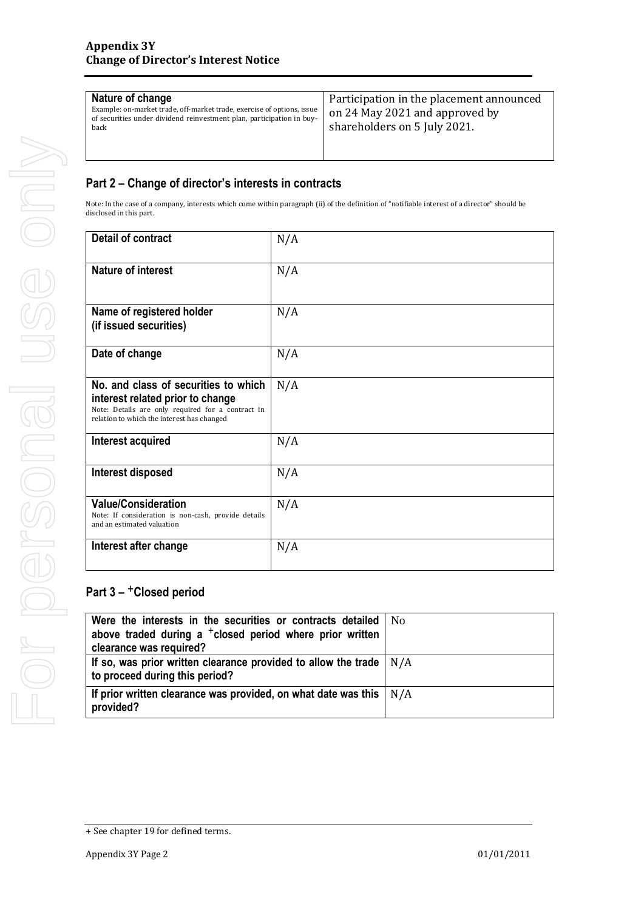| | |
|---|---|
| **Nature of change**<br>Example: on-market trade, off-market trade, exercise of options, issue of securities under dividend reinvestment plan, participation in buy-back | Participation in the placement announced on 24 May 2021 and approved by shareholders on 5 July 2021. |

## Part 2 – Change of director's interests in contracts

Note: In the case of a company, interests which come within paragraph (ii) of the definition of "notifiable interest of a director" should be disclosed in this part.

| | |
|---|---|
| **Detail of contract** | N/A |
| **Nature of interest** | N/A |
| **Name of registered holder (if issued securities)** | N/A |
| **Date of change** | N/A |
| **No. and class of securities to which interest related prior to change**<br>Note: Details are only required for a contract in relation to which the interest has changed | N/A |
| **Interest acquired** | N/A |
| **Interest disposed** | N/A |
| **Value/Consideration**<br>Note: If consideration is non-cash, provide details and an estimated valuation | N/A |
| **Interest after change** | N/A |

## Part 3 – +Closed period

| | |
|---|---|
| **Were the interests in the securities or contracts detailed above traded during a +closed period where prior written clearance was required?** | No |
| **If so, was prior written clearance provided to allow the trade to proceed during this period?** | N/A |
| **If prior written clearance was provided, on what date was this provided?** | N/A |

+ See chapter 19 for defined terms.